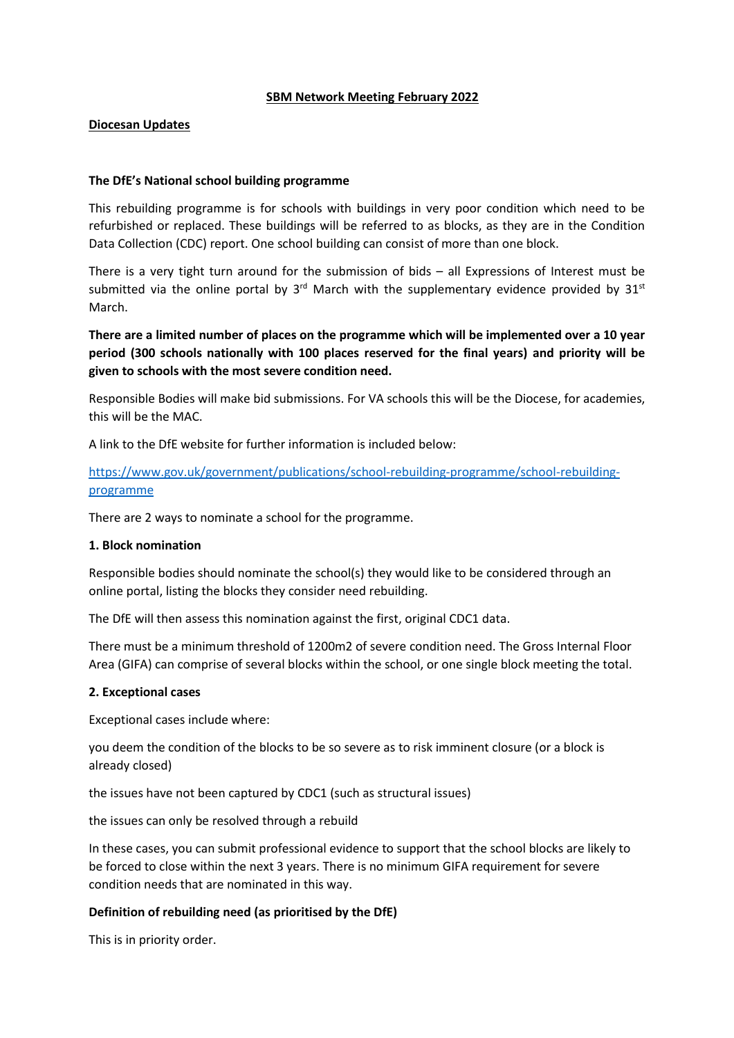## SBM Network Meeting February 2022

### Diocesan Updates

### The DfE's National school building programme

This rebuilding programme is for schools with buildings in very poor condition which need to be refurbished or replaced. These buildings will be referred to as blocks, as they are in the Condition Data Collection (CDC) report. One school building can consist of more than one block.

There is a very tight turn around for the submission of bids – all Expressions of Interest must be submitted via the online portal by 3rd March with the supplementary evidence provided by 31st March.

**There are a limited number of places on the programme which will be implemented over a 10 year period (300 schools nationally with 100 places reserved for the final years) and priority will be given to schools with the most severe condition need.**

Responsible Bodies will make bid submissions. For VA schools this will be the Diocese, for academies, this will be the MAC.

A link to the DfE website for further information is included below:

https://www.gov.uk/government/publications/school-rebuilding-programme/school-rebuilding-programme

There are 2 ways to nominate a school for the programme.

**1. Block nomination**

Responsible bodies should nominate the school(s) they would like to be considered through an online portal, listing the blocks they consider need rebuilding.

The DfE will then assess this nomination against the first, original CDC1 data.

There must be a minimum threshold of 1200m2 of severe condition need. The Gross Internal Floor Area (GIFA) can comprise of several blocks within the school, or one single block meeting the total.

**2. Exceptional cases**

Exceptional cases include where:

you deem the condition of the blocks to be so severe as to risk imminent closure (or a block is already closed)

the issues have not been captured by CDC1 (such as structural issues)

the issues can only be resolved through a rebuild

In these cases, you can submit professional evidence to support that the school blocks are likely to be forced to close within the next 3 years. There is no minimum GIFA requirement for severe condition needs that are nominated in this way.

**Definition of rebuilding need (as prioritised by the DfE)**

This is in priority order.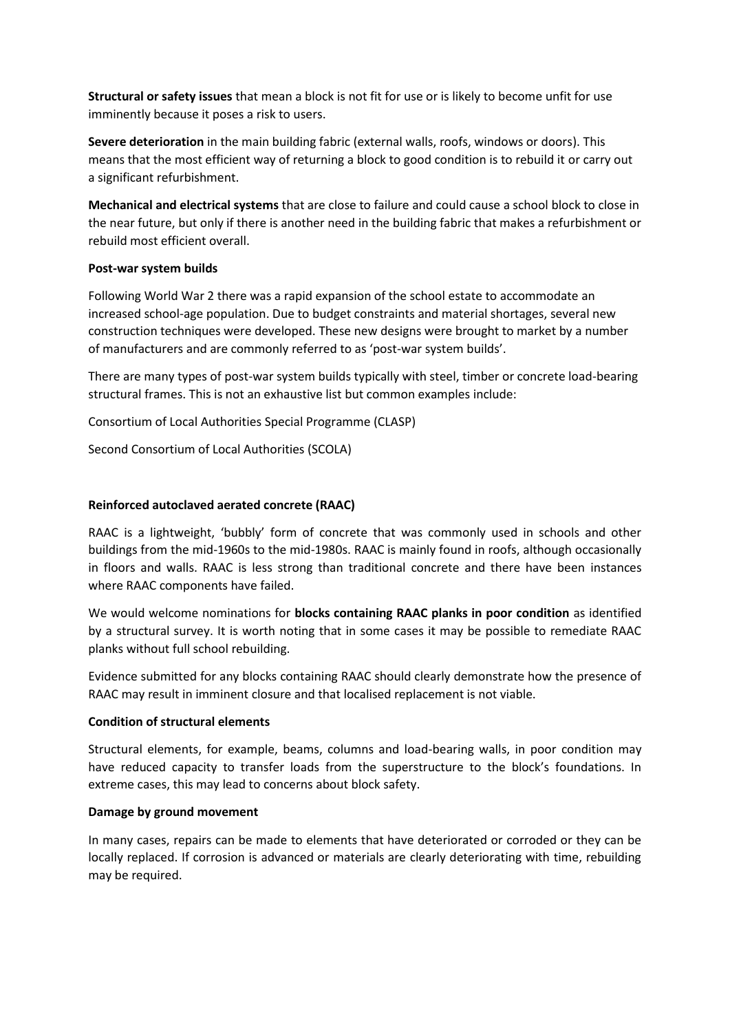**Structural or safety issues** that mean a block is not fit for use or is likely to become unfit for use imminently because it poses a risk to users.

**Severe deterioration** in the main building fabric (external walls, roofs, windows or doors). This means that the most efficient way of returning a block to good condition is to rebuild it or carry out a significant refurbishment.

**Mechanical and electrical systems** that are close to failure and could cause a school block to close in the near future, but only if there is another need in the building fabric that makes a refurbishment or rebuild most efficient overall.

**Post-war system builds**

Following World War 2 there was a rapid expansion of the school estate to accommodate an increased school-age population. Due to budget constraints and material shortages, several new construction techniques were developed. These new designs were brought to market by a number of manufacturers and are commonly referred to as 'post-war system builds'.

There are many types of post-war system builds typically with steel, timber or concrete load-bearing structural frames. This is not an exhaustive list but common examples include:

Consortium of Local Authorities Special Programme (CLASP)

Second Consortium of Local Authorities (SCOLA)

**Reinforced autoclaved aerated concrete (RAAC)**

RAAC is a lightweight, 'bubbly' form of concrete that was commonly used in schools and other buildings from the mid-1960s to the mid-1980s. RAAC is mainly found in roofs, although occasionally in floors and walls. RAAC is less strong than traditional concrete and there have been instances where RAAC components have failed.

We would welcome nominations for **blocks containing RAAC planks in poor condition** as identified by a structural survey. It is worth noting that in some cases it may be possible to remediate RAAC planks without full school rebuilding.

Evidence submitted for any blocks containing RAAC should clearly demonstrate how the presence of RAAC may result in imminent closure and that localised replacement is not viable.

**Condition of structural elements**

Structural elements, for example, beams, columns and load-bearing walls, in poor condition may have reduced capacity to transfer loads from the superstructure to the block's foundations. In extreme cases, this may lead to concerns about block safety.

**Damage by ground movement**

In many cases, repairs can be made to elements that have deteriorated or corroded or they can be locally replaced. If corrosion is advanced or materials are clearly deteriorating with time, rebuilding may be required.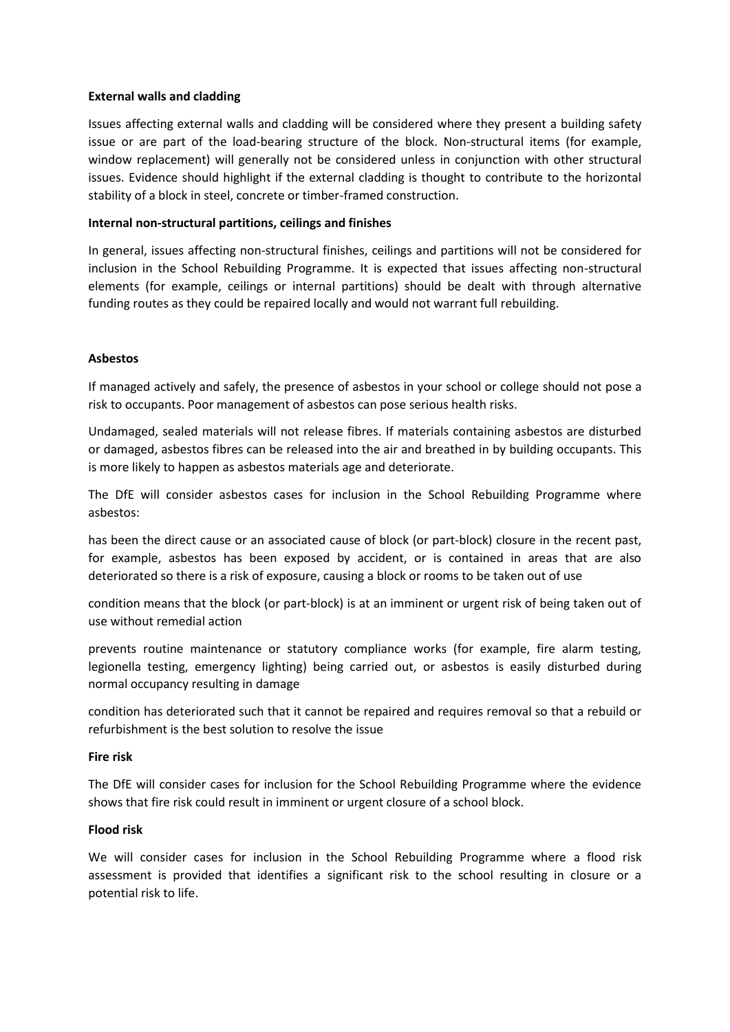**External walls and cladding**

Issues affecting external walls and cladding will be considered where they present a building safety issue or are part of the load-bearing structure of the block. Non-structural items (for example, window replacement) will generally not be considered unless in conjunction with other structural issues. Evidence should highlight if the external cladding is thought to contribute to the horizontal stability of a block in steel, concrete or timber-framed construction.

**Internal non-structural partitions, ceilings and finishes**

In general, issues affecting non-structural finishes, ceilings and partitions will not be considered for inclusion in the School Rebuilding Programme. It is expected that issues affecting non-structural elements (for example, ceilings or internal partitions) should be dealt with through alternative funding routes as they could be repaired locally and would not warrant full rebuilding.

**Asbestos**

If managed actively and safely, the presence of asbestos in your school or college should not pose a risk to occupants. Poor management of asbestos can pose serious health risks.

Undamaged, sealed materials will not release fibres. If materials containing asbestos are disturbed or damaged, asbestos fibres can be released into the air and breathed in by building occupants. This is more likely to happen as asbestos materials age and deteriorate.

The DfE will consider asbestos cases for inclusion in the School Rebuilding Programme where asbestos:

has been the direct cause or an associated cause of block (or part-block) closure in the recent past, for example, asbestos has been exposed by accident, or is contained in areas that are also deteriorated so there is a risk of exposure, causing a block or rooms to be taken out of use

condition means that the block (or part-block) is at an imminent or urgent risk of being taken out of use without remedial action

prevents routine maintenance or statutory compliance works (for example, fire alarm testing, legionella testing, emergency lighting) being carried out, or asbestos is easily disturbed during normal occupancy resulting in damage

condition has deteriorated such that it cannot be repaired and requires removal so that a rebuild or refurbishment is the best solution to resolve the issue

**Fire risk**

The DfE will consider cases for inclusion for the School Rebuilding Programme where the evidence shows that fire risk could result in imminent or urgent closure of a school block.

**Flood risk**

We will consider cases for inclusion in the School Rebuilding Programme where a flood risk assessment is provided that identifies a significant risk to the school resulting in closure or a potential risk to life.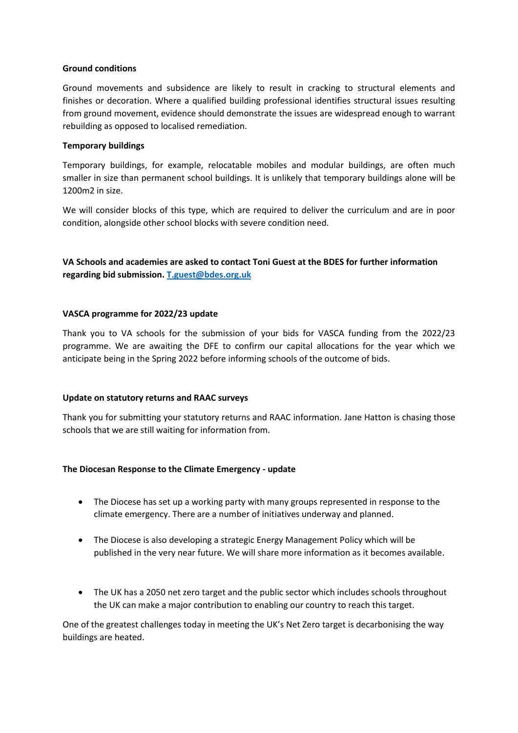**Ground conditions**

Ground movements and subsidence are likely to result in cracking to structural elements and finishes or decoration. Where a qualified building professional identifies structural issues resulting from ground movement, evidence should demonstrate the issues are widespread enough to warrant rebuilding as opposed to localised remediation.

**Temporary buildings**

Temporary buildings, for example, relocatable mobiles and modular buildings, are often much smaller in size than permanent school buildings. It is unlikely that temporary buildings alone will be 1200m2 in size.

We will consider blocks of this type, which are required to deliver the curriculum and are in poor condition, alongside other school blocks with severe condition need.

**VA Schools and academies are asked to contact Toni Guest at the BDES for further information regarding bid submission. [T.guest@bdes.org.uk](mailto:T.guest@bdes.org.uk)**

**VASCA programme for 2022/23 update**

Thank you to VA schools for the submission of your bids for VASCA funding from the 2022/23 programme. We are awaiting the DFE to confirm our capital allocations for the year which we anticipate being in the Spring 2022 before informing schools of the outcome of bids.

**Update on statutory returns and RAAC surveys**

Thank you for submitting your statutory returns and RAAC information. Jane Hatton is chasing those schools that we are still waiting for information from.

**The Diocesan Response to the Climate Emergency - update**

- The Diocese has set up a working party with many groups represented in response to the climate emergency. There are a number of initiatives underway and planned.
- The Diocese is also developing a strategic Energy Management Policy which will be published in the very near future. We will share more information as it becomes available.
- The UK has a 2050 net zero target and the public sector which includes schools throughout the UK can make a major contribution to enabling our country to reach this target.

One of the greatest challenges today in meeting the UK's Net Zero target is decarbonising the way buildings are heated.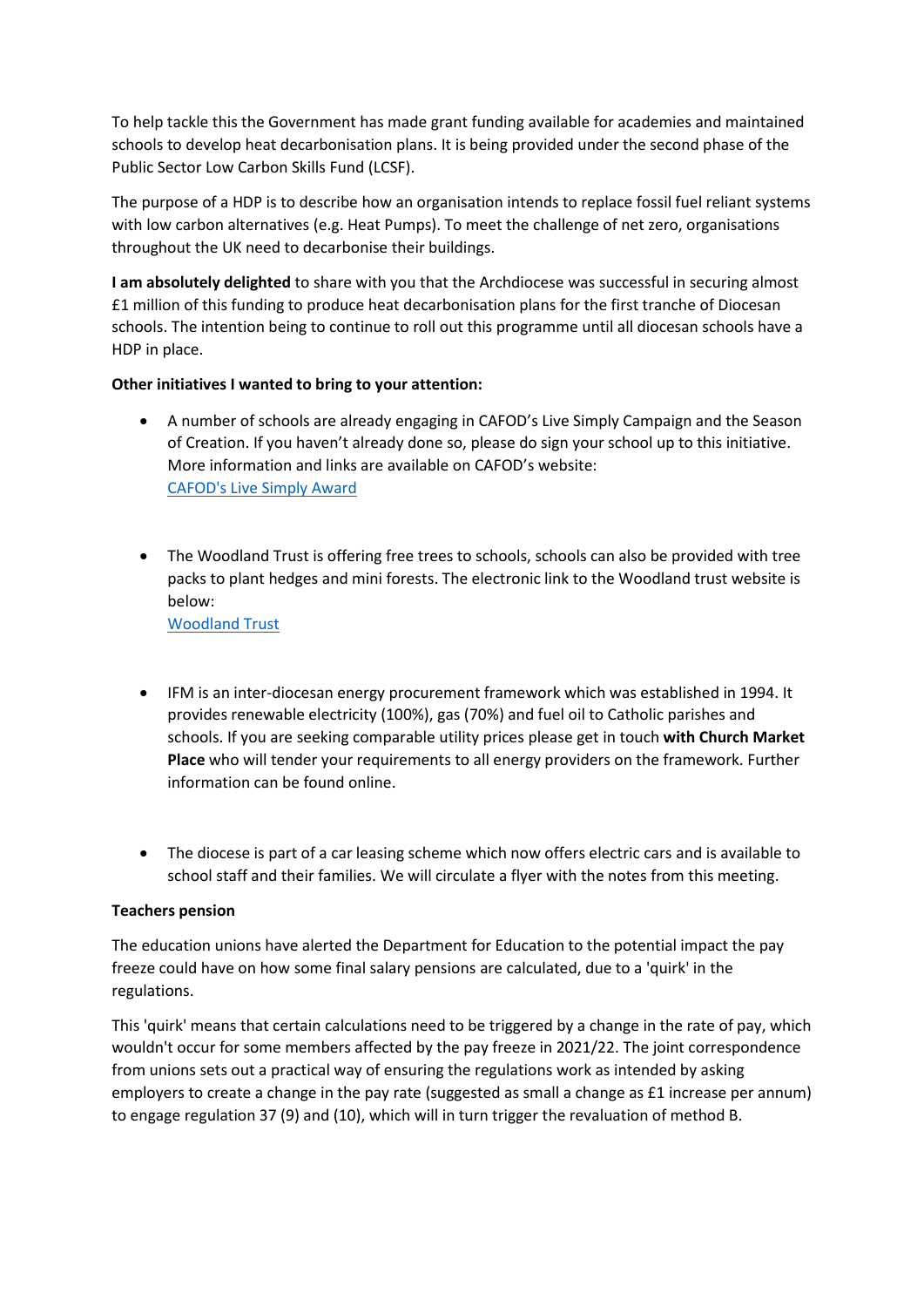To help tackle this the Government has made grant funding available for academies and maintained schools to develop heat decarbonisation plans. It is being provided under the second phase of the Public Sector Low Carbon Skills Fund (LCSF).

The purpose of a HDP is to describe how an organisation intends to replace fossil fuel reliant systems with low carbon alternatives (e.g. Heat Pumps). To meet the challenge of net zero, organisations throughout the UK need to decarbonise their buildings.

**I am absolutely delighted** to share with you that the Archdiocese was successful in securing almost £1 million of this funding to produce heat decarbonisation plans for the first tranche of Diocesan schools. The intention being to continue to roll out this programme until all diocesan schools have a HDP in place.

**Other initiatives I wanted to bring to your attention:**

- A number of schools are already engaging in CAFOD's Live Simply Campaign and the Season of Creation. If you haven't already done so, please do sign your school up to this initiative. More information and links are available on CAFOD's website:
  CAFOD's Live Simply Award

- The Woodland Trust is offering free trees to schools, schools can also be provided with tree packs to plant hedges and mini forests. The electronic link to the Woodland trust website is below:
  Woodland Trust

- IFM is an inter-diocesan energy procurement framework which was established in 1994. It provides renewable electricity (100%), gas (70%) and fuel oil to Catholic parishes and schools. If you are seeking comparable utility prices please get in touch **with Church Market Place** who will tender your requirements to all energy providers on the framework. Further information can be found online.

- The diocese is part of a car leasing scheme which now offers electric cars and is available to school staff and their families. We will circulate a flyer with the notes from this meeting.

**Teachers pension**

The education unions have alerted the Department for Education to the potential impact the pay freeze could have on how some final salary pensions are calculated, due to a 'quirk' in the regulations.

This 'quirk' means that certain calculations need to be triggered by a change in the rate of pay, which wouldn't occur for some members affected by the pay freeze in 2021/22. The joint correspondence from unions sets out a practical way of ensuring the regulations work as intended by asking employers to create a change in the pay rate (suggested as small a change as £1 increase per annum) to engage regulation 37 (9) and (10), which will in turn trigger the revaluation of method B.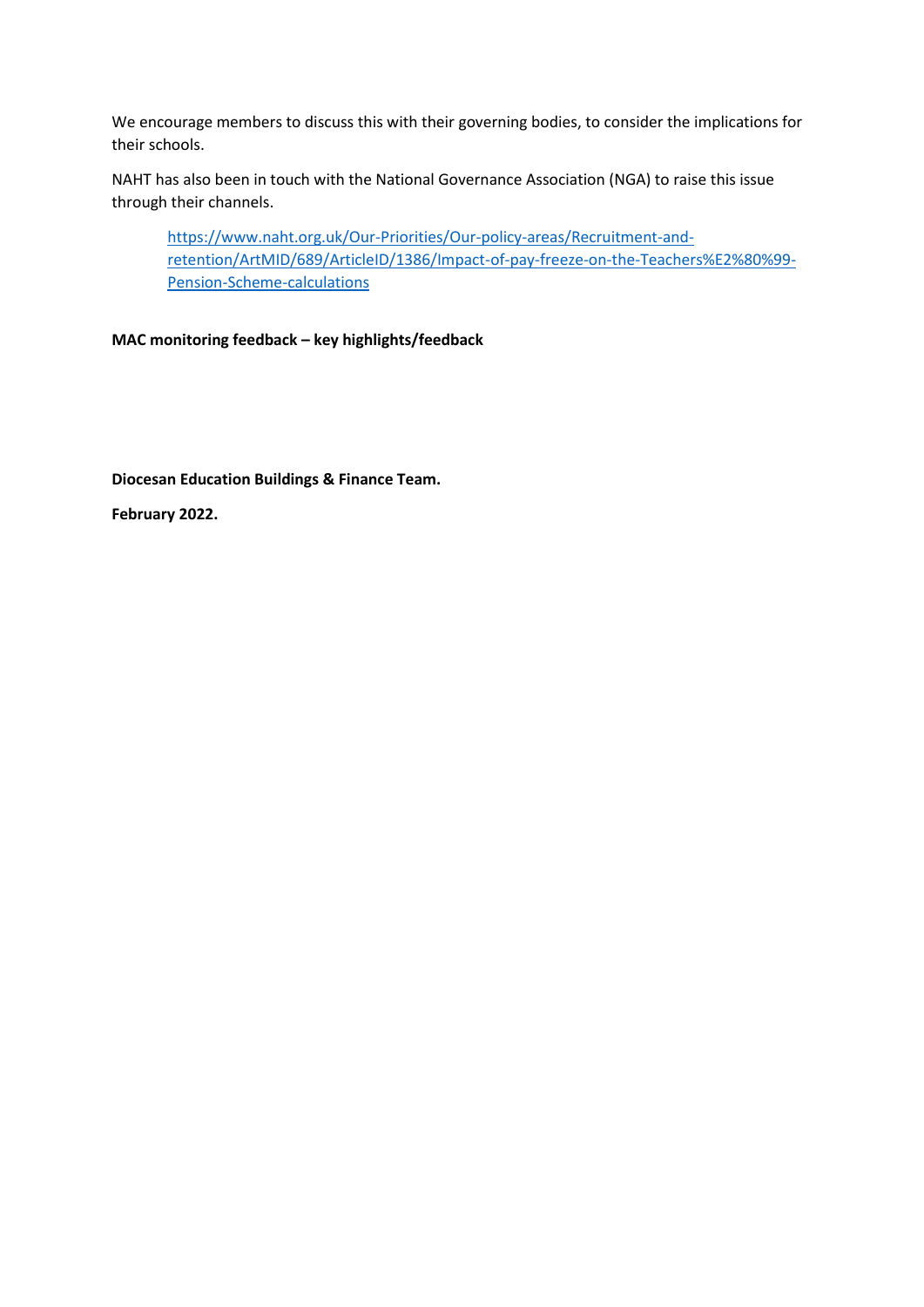We encourage members to discuss this with their governing bodies, to consider the implications for their schools.

NAHT has also been in touch with the National Governance Association (NGA) to raise this issue through their channels.

> https://www.naht.org.uk/Our-Priorities/Our-policy-areas/Recruitment-and-retention/ArtMID/689/ArticleID/1386/Impact-of-pay-freeze-on-the-Teachers%E2%80%99-Pension-Scheme-calculations

**MAC monitoring feedback – key highlights/feedback**

**Diocesan Education Buildings & Finance Team.**

**February 2022.**